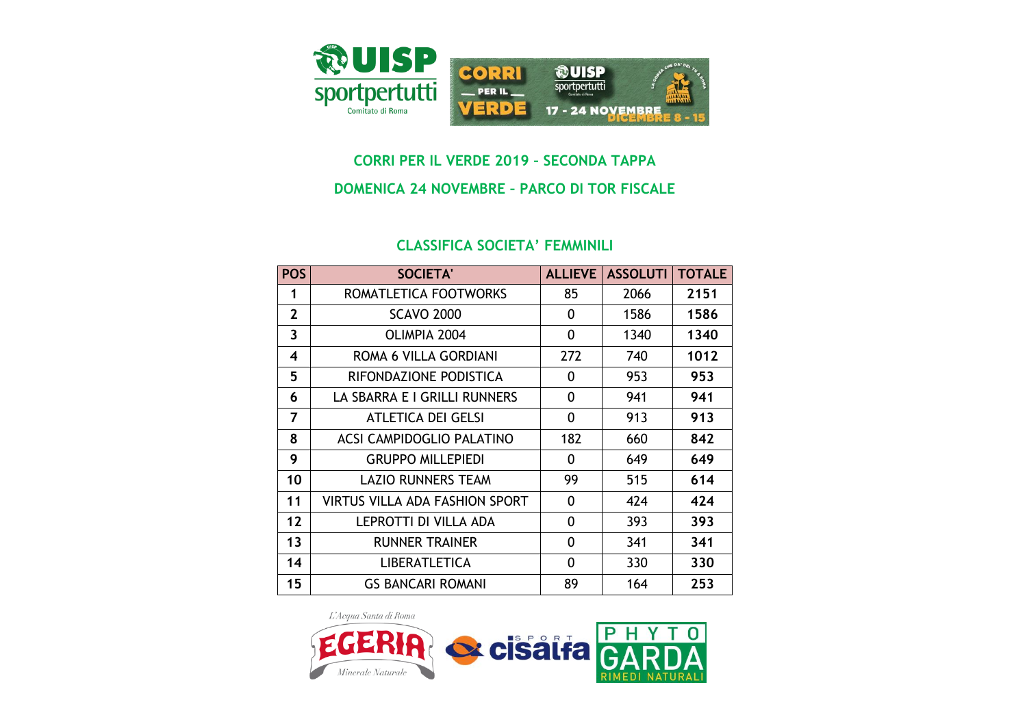## CORRI PER IL VERDE 2019 - SECONDA TAPPA

## DOMENICA 24 NOVEMBRE - PARCO DI TOR FISCALE

### CLASSIFICA SOCIETA' FEMMINILI

| POS | SOCIETA' | ALLIEVE | ASSOLUTI | TOTALE |
|---|---|---|---|---|
| 1 | ROMATLETICA FOOTWORKS | 85 | 2066 | **2151** |
| 2 | SCAVO 2000 | 0 | 1586 | **1586** |
| 3 | OLIMPIA 2004 | 0 | 1340 | **1340** |
| 4 | ROMA 6 VILLA GORDIANI | 272 | 740 | **1012** |
| 5 | RIFONDAZIONE PODISTICA | 0 | 953 | **953** |
| 6 | LA SBARRA E I GRILLI RUNNERS | 0 | 941 | **941** |
| 7 | ATLETICA DEI GELSI | 0 | 913 | **913** |
| 8 | ACSI CAMPIDOGLIO PALATINO | 182 | 660 | **842** |
| 9 | GRUPPO MILLEPIEDI | 0 | 649 | **649** |
| 10 | LAZIO RUNNERS TEAM | 99 | 515 | **614** |
| 11 | VIRTUS VILLA ADA FASHION SPORT | 0 | 424 | **424** |
| 12 | LEPROTTI DI VILLA ADA | 0 | 393 | **393** |
| 13 | RUNNER TRAINER | 0 | 341 | **341** |
| 14 | LIBERATLETICA | 0 | 330 | **330** |
| 15 | GS BANCARI ROMANI | 89 | 164 | **253** |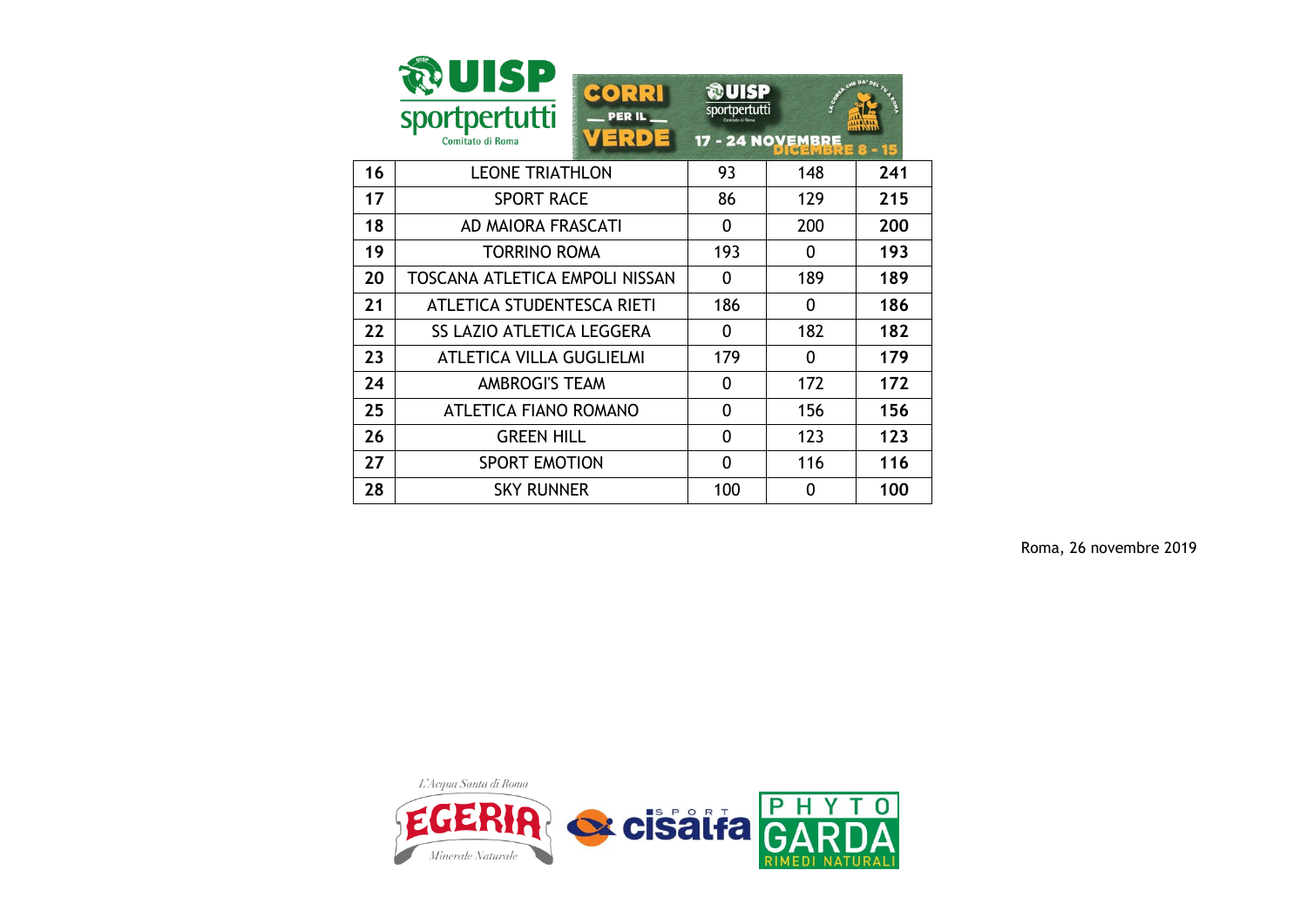UISP sportpertutti Comitato di Roma

CORRI PER IL VERDE — 17 - 24 NOVEMBRE DICEMBRE 8 - 15

| | | | | |
|---|---|---|---|---|
| **16** | LEONE TRIATHLON | 93 | 148 | **241** |
| **17** | SPORT RACE | 86 | 129 | **215** |
| **18** | AD MAIORA FRASCATI | 0 | 200 | **200** |
| **19** | TORRINO ROMA | 193 | 0 | **193** |
| **20** | TOSCANA ATLETICA EMPOLI NISSAN | 0 | 189 | **189** |
| **21** | ATLETICA STUDENTESCA RIETI | 186 | 0 | **186** |
| **22** | SS LAZIO ATLETICA LEGGERA | 0 | 182 | **182** |
| **23** | ATLETICA VILLA GUGLIELMI | 179 | 0 | **179** |
| **24** | AMBROGI'S TEAM | 0 | 172 | **172** |
| **25** | ATLETICA FIANO ROMANO | 0 | 156 | **156** |
| **26** | GREEN HILL | 0 | 123 | **123** |
| **27** | SPORT EMOTION | 0 | 116 | **116** |
| **28** | SKY RUNNER | 100 | 0 | **100** |

Roma, 26 novembre 2019